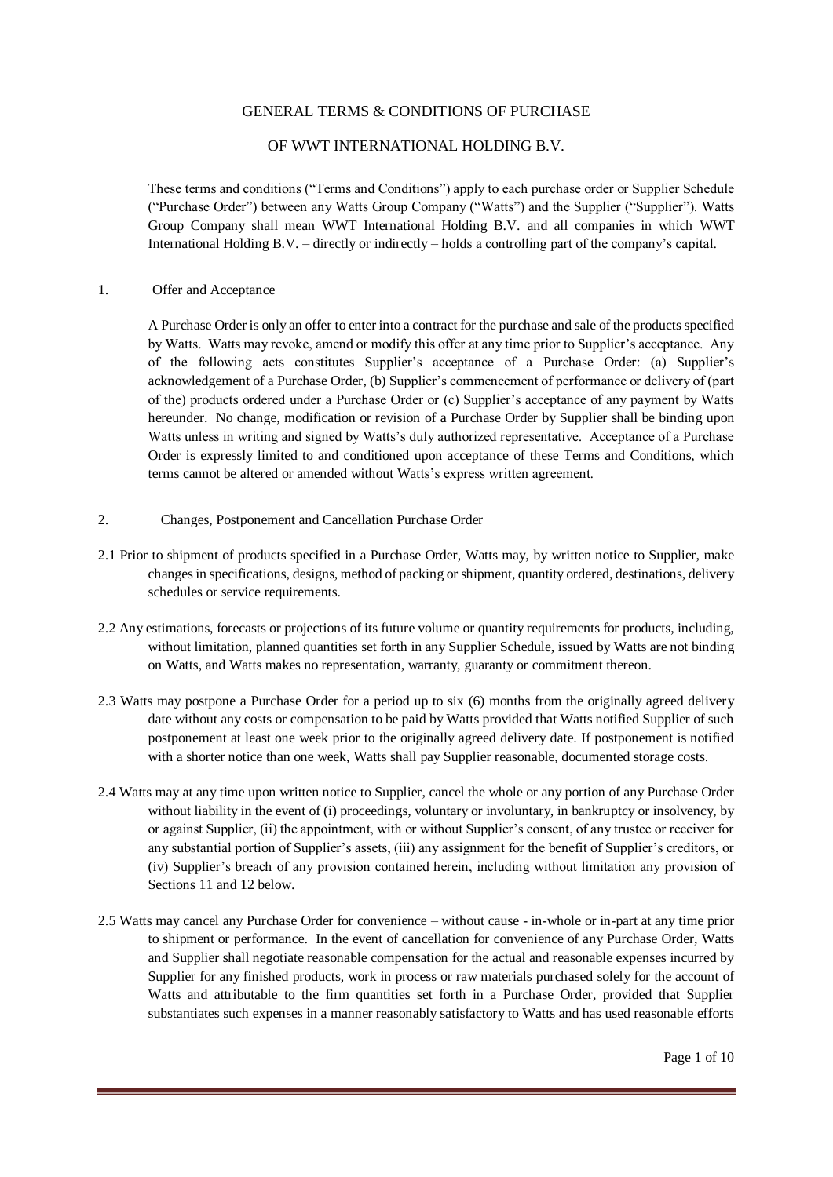# GENERAL TERMS & CONDITIONS OF PURCHASE

# OF WWT INTERNATIONAL HOLDING B.V.

These terms and conditions ("Terms and Conditions") apply to each purchase order or Supplier Schedule ("Purchase Order") between any Watts Group Company ("Watts") and the Supplier ("Supplier"). Watts Group Company shall mean WWT International Holding B.V. and all companies in which WWT International Holding B.V. – directly or indirectly – holds a controlling part of the company's capital.

## 1. Offer and Acceptance

A Purchase Order is only an offer to enter into a contract for the purchase and sale of the products specified by Watts. Watts may revoke, amend or modify this offer at any time prior to Supplier's acceptance. Any of the following acts constitutes Supplier's acceptance of a Purchase Order: (a) Supplier's acknowledgement of a Purchase Order, (b) Supplier's commencement of performance or delivery of (part of the) products ordered under a Purchase Order or (c) Supplier's acceptance of any payment by Watts hereunder. No change, modification or revision of a Purchase Order by Supplier shall be binding upon Watts unless in writing and signed by Watts's duly authorized representative. Acceptance of a Purchase Order is expressly limited to and conditioned upon acceptance of these Terms and Conditions, which terms cannot be altered or amended without Watts's express written agreement.

## 2. Changes, Postponement and Cancellation Purchase Order

2.1 Prior to shipment of products specified in a Purchase Order, Watts may, by written notice to Supplier, make changes in specifications, designs, method of packing or shipment, quantity ordered, destinations, delivery schedules or service requirements.

2.2 Any estimations, forecasts or projections of its future volume or quantity requirements for products, including, without limitation, planned quantities set forth in any Supplier Schedule, issued by Watts are not binding on Watts, and Watts makes no representation, warranty, guaranty or commitment thereon.

2.3 Watts may postpone a Purchase Order for a period up to six (6) months from the originally agreed delivery date without any costs or compensation to be paid by Watts provided that Watts notified Supplier of such postponement at least one week prior to the originally agreed delivery date. If postponement is notified with a shorter notice than one week, Watts shall pay Supplier reasonable, documented storage costs.

2.4 Watts may at any time upon written notice to Supplier, cancel the whole or any portion of any Purchase Order without liability in the event of (i) proceedings, voluntary or involuntary, in bankruptcy or insolvency, by or against Supplier, (ii) the appointment, with or without Supplier's consent, of any trustee or receiver for any substantial portion of Supplier's assets, (iii) any assignment for the benefit of Supplier's creditors, or (iv) Supplier's breach of any provision contained herein, including without limitation any provision of Sections 11 and 12 below.

2.5 Watts may cancel any Purchase Order for convenience – without cause - in-whole or in-part at any time prior to shipment or performance. In the event of cancellation for convenience of any Purchase Order, Watts and Supplier shall negotiate reasonable compensation for the actual and reasonable expenses incurred by Supplier for any finished products, work in process or raw materials purchased solely for the account of Watts and attributable to the firm quantities set forth in a Purchase Order, provided that Supplier substantiates such expenses in a manner reasonably satisfactory to Watts and has used reasonable efforts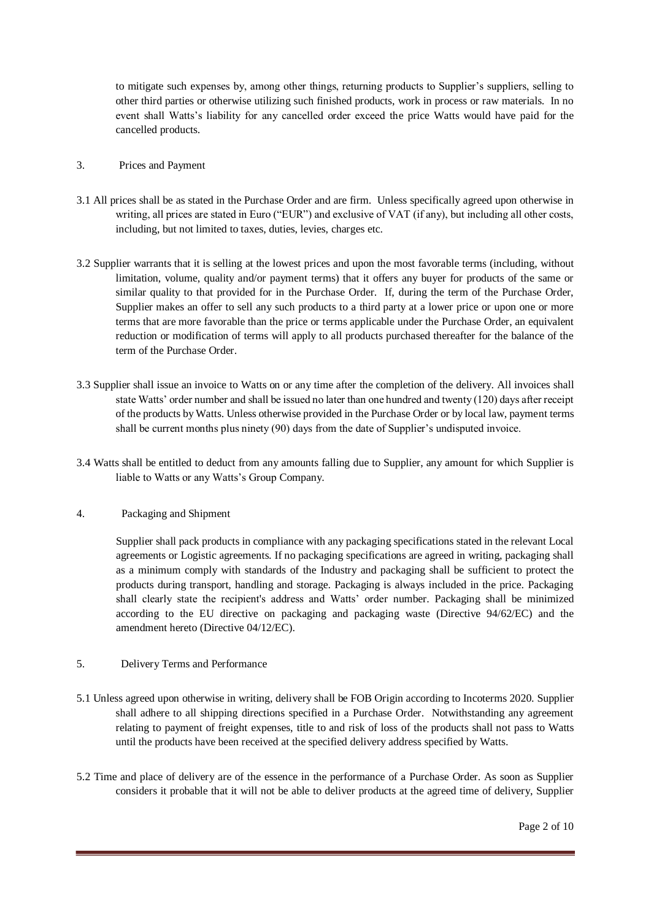to mitigate such expenses by, among other things, returning products to Supplier's suppliers, selling to other third parties or otherwise utilizing such finished products, work in process or raw materials. In no event shall Watts's liability for any cancelled order exceed the price Watts would have paid for the cancelled products.

## 3. Prices and Payment

3.1 All prices shall be as stated in the Purchase Order and are firm. Unless specifically agreed upon otherwise in writing, all prices are stated in Euro ("EUR") and exclusive of VAT (if any), but including all other costs, including, but not limited to taxes, duties, levies, charges etc.

3.2 Supplier warrants that it is selling at the lowest prices and upon the most favorable terms (including, without limitation, volume, quality and/or payment terms) that it offers any buyer for products of the same or similar quality to that provided for in the Purchase Order. If, during the term of the Purchase Order, Supplier makes an offer to sell any such products to a third party at a lower price or upon one or more terms that are more favorable than the price or terms applicable under the Purchase Order, an equivalent reduction or modification of terms will apply to all products purchased thereafter for the balance of the term of the Purchase Order.

3.3 Supplier shall issue an invoice to Watts on or any time after the completion of the delivery. All invoices shall state Watts' order number and shall be issued no later than one hundred and twenty (120) days after receipt of the products by Watts. Unless otherwise provided in the Purchase Order or by local law, payment terms shall be current months plus ninety (90) days from the date of Supplier's undisputed invoice.

3.4 Watts shall be entitled to deduct from any amounts falling due to Supplier, any amount for which Supplier is liable to Watts or any Watts's Group Company.

## 4. Packaging and Shipment

Supplier shall pack products in compliance with any packaging specifications stated in the relevant Local agreements or Logistic agreements. If no packaging specifications are agreed in writing, packaging shall as a minimum comply with standards of the Industry and packaging shall be sufficient to protect the products during transport, handling and storage. Packaging is always included in the price. Packaging shall clearly state the recipient's address and Watts' order number. Packaging shall be minimized according to the EU directive on packaging and packaging waste (Directive 94/62/EC) and the amendment hereto (Directive 04/12/EC).

## 5. Delivery Terms and Performance

5.1 Unless agreed upon otherwise in writing, delivery shall be FOB Origin according to Incoterms 2020. Supplier shall adhere to all shipping directions specified in a Purchase Order. Notwithstanding any agreement relating to payment of freight expenses, title to and risk of loss of the products shall not pass to Watts until the products have been received at the specified delivery address specified by Watts.

5.2 Time and place of delivery are of the essence in the performance of a Purchase Order. As soon as Supplier considers it probable that it will not be able to deliver products at the agreed time of delivery, Supplier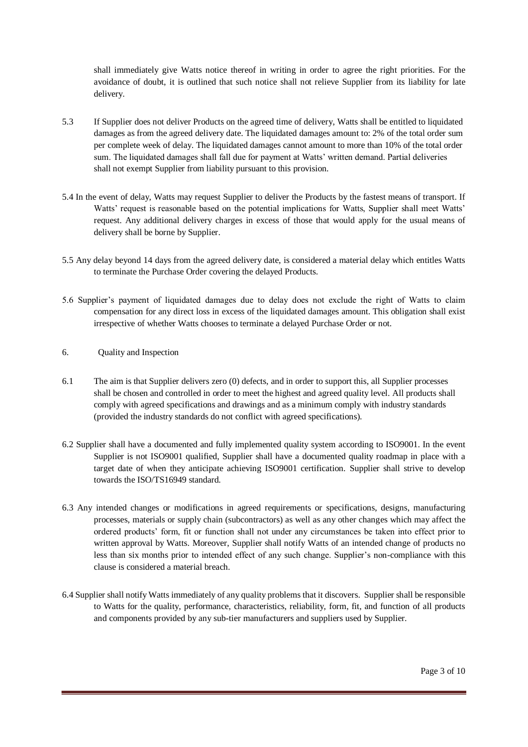shall immediately give Watts notice thereof in writing in order to agree the right priorities. For the avoidance of doubt, it is outlined that such notice shall not relieve Supplier from its liability for late delivery.

5.3 If Supplier does not deliver Products on the agreed time of delivery, Watts shall be entitled to liquidated damages as from the agreed delivery date. The liquidated damages amount to: 2% of the total order sum per complete week of delay. The liquidated damages cannot amount to more than 10% of the total order sum. The liquidated damages shall fall due for payment at Watts' written demand. Partial deliveries shall not exempt Supplier from liability pursuant to this provision.

5.4 In the event of delay, Watts may request Supplier to deliver the Products by the fastest means of transport. If Watts' request is reasonable based on the potential implications for Watts, Supplier shall meet Watts' request. Any additional delivery charges in excess of those that would apply for the usual means of delivery shall be borne by Supplier.

5.5 Any delay beyond 14 days from the agreed delivery date, is considered a material delay which entitles Watts to terminate the Purchase Order covering the delayed Products.

5.6 Supplier's payment of liquidated damages due to delay does not exclude the right of Watts to claim compensation for any direct loss in excess of the liquidated damages amount. This obligation shall exist irrespective of whether Watts chooses to terminate a delayed Purchase Order or not.

6. Quality and Inspection

6.1 The aim is that Supplier delivers zero (0) defects, and in order to support this, all Supplier processes shall be chosen and controlled in order to meet the highest and agreed quality level. All products shall comply with agreed specifications and drawings and as a minimum comply with industry standards (provided the industry standards do not conflict with agreed specifications).

6.2 Supplier shall have a documented and fully implemented quality system according to ISO9001. In the event Supplier is not ISO9001 qualified, Supplier shall have a documented quality roadmap in place with a target date of when they anticipate achieving ISO9001 certification. Supplier shall strive to develop towards the ISO/TS16949 standard.

6.3 Any intended changes or modifications in agreed requirements or specifications, designs, manufacturing processes, materials or supply chain (subcontractors) as well as any other changes which may affect the ordered products' form, fit or function shall not under any circumstances be taken into effect prior to written approval by Watts. Moreover, Supplier shall notify Watts of an intended change of products no less than six months prior to intended effect of any such change. Supplier's non-compliance with this clause is considered a material breach.

6.4 Supplier shall notify Watts immediately of any quality problems that it discovers. Supplier shall be responsible to Watts for the quality, performance, characteristics, reliability, form, fit, and function of all products and components provided by any sub-tier manufacturers and suppliers used by Supplier.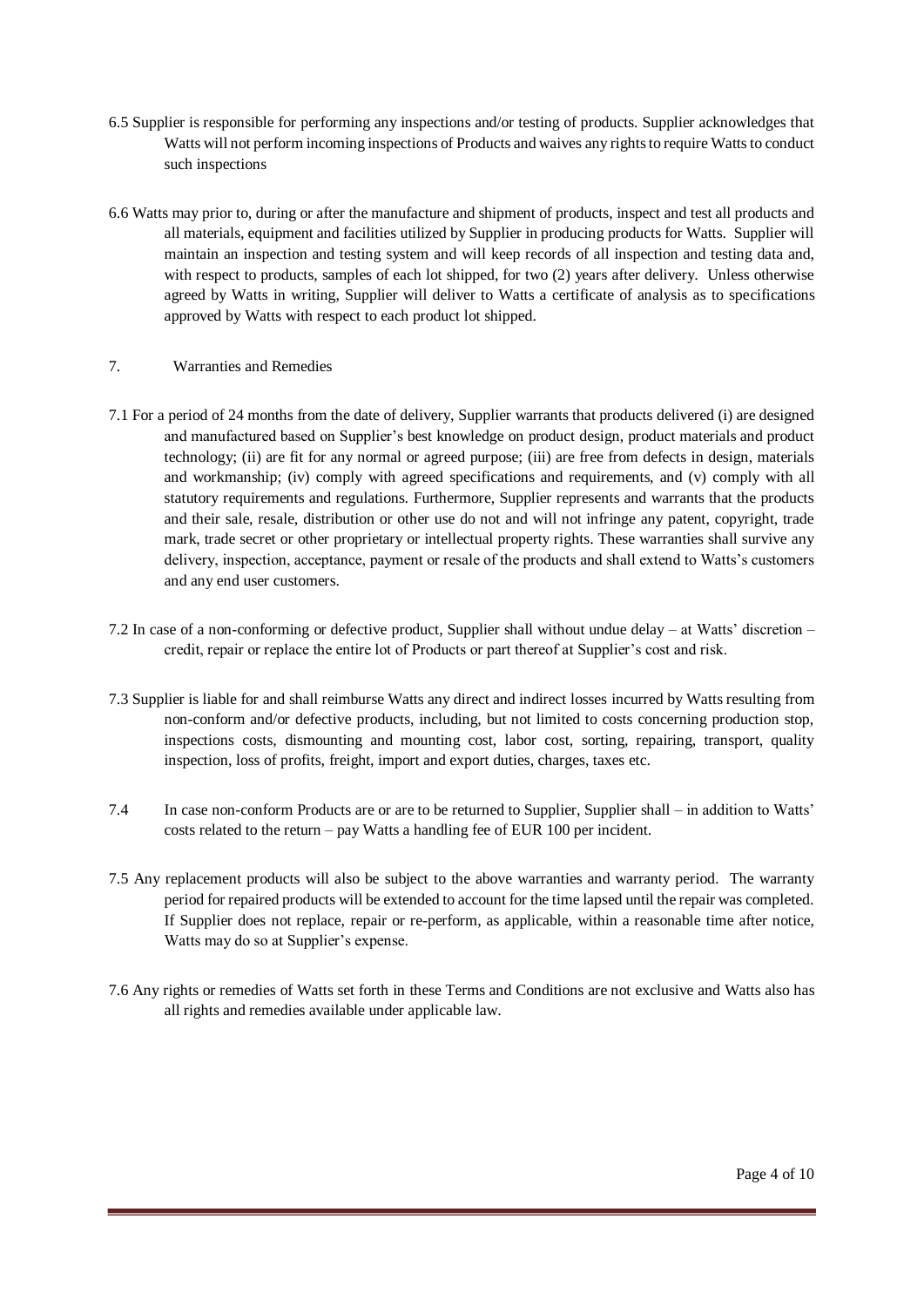6.5 Supplier is responsible for performing any inspections and/or testing of products. Supplier acknowledges that Watts will not perform incoming inspections of Products and waives any rights to require Watts to conduct such inspections

6.6 Watts may prior to, during or after the manufacture and shipment of products, inspect and test all products and all materials, equipment and facilities utilized by Supplier in producing products for Watts. Supplier will maintain an inspection and testing system and will keep records of all inspection and testing data and, with respect to products, samples of each lot shipped, for two (2) years after delivery. Unless otherwise agreed by Watts in writing, Supplier will deliver to Watts a certificate of analysis as to specifications approved by Watts with respect to each product lot shipped.

## 7. Warranties and Remedies

7.1 For a period of 24 months from the date of delivery, Supplier warrants that products delivered (i) are designed and manufactured based on Supplier's best knowledge on product design, product materials and product technology; (ii) are fit for any normal or agreed purpose; (iii) are free from defects in design, materials and workmanship; (iv) comply with agreed specifications and requirements, and (v) comply with all statutory requirements and regulations. Furthermore, Supplier represents and warrants that the products and their sale, resale, distribution or other use do not and will not infringe any patent, copyright, trade mark, trade secret or other proprietary or intellectual property rights. These warranties shall survive any delivery, inspection, acceptance, payment or resale of the products and shall extend to Watts's customers and any end user customers.

7.2 In case of a non-conforming or defective product, Supplier shall without undue delay – at Watts' discretion – credit, repair or replace the entire lot of Products or part thereof at Supplier's cost and risk.

7.3 Supplier is liable for and shall reimburse Watts any direct and indirect losses incurred by Watts resulting from non-conform and/or defective products, including, but not limited to costs concerning production stop, inspections costs, dismounting and mounting cost, labor cost, sorting, repairing, transport, quality inspection, loss of profits, freight, import and export duties, charges, taxes etc.

7.4 In case non-conform Products are or are to be returned to Supplier, Supplier shall – in addition to Watts' costs related to the return – pay Watts a handling fee of EUR 100 per incident.

7.5 Any replacement products will also be subject to the above warranties and warranty period. The warranty period for repaired products will be extended to account for the time lapsed until the repair was completed. If Supplier does not replace, repair or re-perform, as applicable, within a reasonable time after notice, Watts may do so at Supplier's expense.

7.6 Any rights or remedies of Watts set forth in these Terms and Conditions are not exclusive and Watts also has all rights and remedies available under applicable law.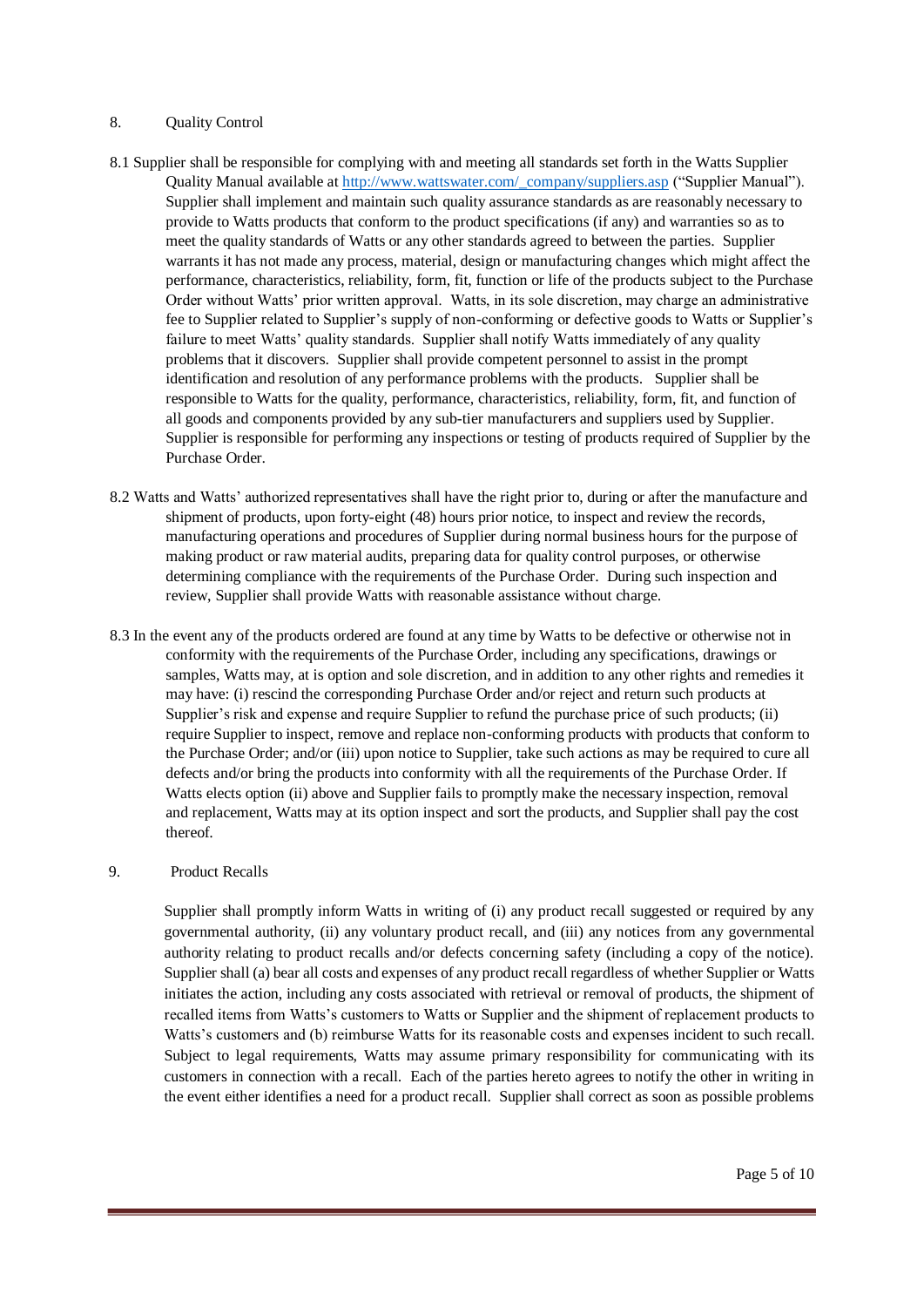## 8. Quality Control

8.1 Supplier shall be responsible for complying with and meeting all standards set forth in the Watts Supplier Quality Manual available at http://www.wattswater.com/_company/suppliers.asp ("Supplier Manual"). Supplier shall implement and maintain such quality assurance standards as are reasonably necessary to provide to Watts products that conform to the product specifications (if any) and warranties so as to meet the quality standards of Watts or any other standards agreed to between the parties. Supplier warrants it has not made any process, material, design or manufacturing changes which might affect the performance, characteristics, reliability, form, fit, function or life of the products subject to the Purchase Order without Watts' prior written approval. Watts, in its sole discretion, may charge an administrative fee to Supplier related to Supplier's supply of non-conforming or defective goods to Watts or Supplier's failure to meet Watts' quality standards. Supplier shall notify Watts immediately of any quality problems that it discovers. Supplier shall provide competent personnel to assist in the prompt identification and resolution of any performance problems with the products. Supplier shall be responsible to Watts for the quality, performance, characteristics, reliability, form, fit, and function of all goods and components provided by any sub-tier manufacturers and suppliers used by Supplier. Supplier is responsible for performing any inspections or testing of products required of Supplier by the Purchase Order.

8.2 Watts and Watts' authorized representatives shall have the right prior to, during or after the manufacture and shipment of products, upon forty-eight (48) hours prior notice, to inspect and review the records, manufacturing operations and procedures of Supplier during normal business hours for the purpose of making product or raw material audits, preparing data for quality control purposes, or otherwise determining compliance with the requirements of the Purchase Order. During such inspection and review, Supplier shall provide Watts with reasonable assistance without charge.

8.3 In the event any of the products ordered are found at any time by Watts to be defective or otherwise not in conformity with the requirements of the Purchase Order, including any specifications, drawings or samples, Watts may, at is option and sole discretion, and in addition to any other rights and remedies it may have: (i) rescind the corresponding Purchase Order and/or reject and return such products at Supplier's risk and expense and require Supplier to refund the purchase price of such products; (ii) require Supplier to inspect, remove and replace non-conforming products with products that conform to the Purchase Order; and/or (iii) upon notice to Supplier, take such actions as may be required to cure all defects and/or bring the products into conformity with all the requirements of the Purchase Order. If Watts elects option (ii) above and Supplier fails to promptly make the necessary inspection, removal and replacement, Watts may at its option inspect and sort the products, and Supplier shall pay the cost thereof.

## 9. Product Recalls

Supplier shall promptly inform Watts in writing of (i) any product recall suggested or required by any governmental authority, (ii) any voluntary product recall, and (iii) any notices from any governmental authority relating to product recalls and/or defects concerning safety (including a copy of the notice). Supplier shall (a) bear all costs and expenses of any product recall regardless of whether Supplier or Watts initiates the action, including any costs associated with retrieval or removal of products, the shipment of recalled items from Watts's customers to Watts or Supplier and the shipment of replacement products to Watts's customers and (b) reimburse Watts for its reasonable costs and expenses incident to such recall. Subject to legal requirements, Watts may assume primary responsibility for communicating with its customers in connection with a recall. Each of the parties hereto agrees to notify the other in writing in the event either identifies a need for a product recall. Supplier shall correct as soon as possible problems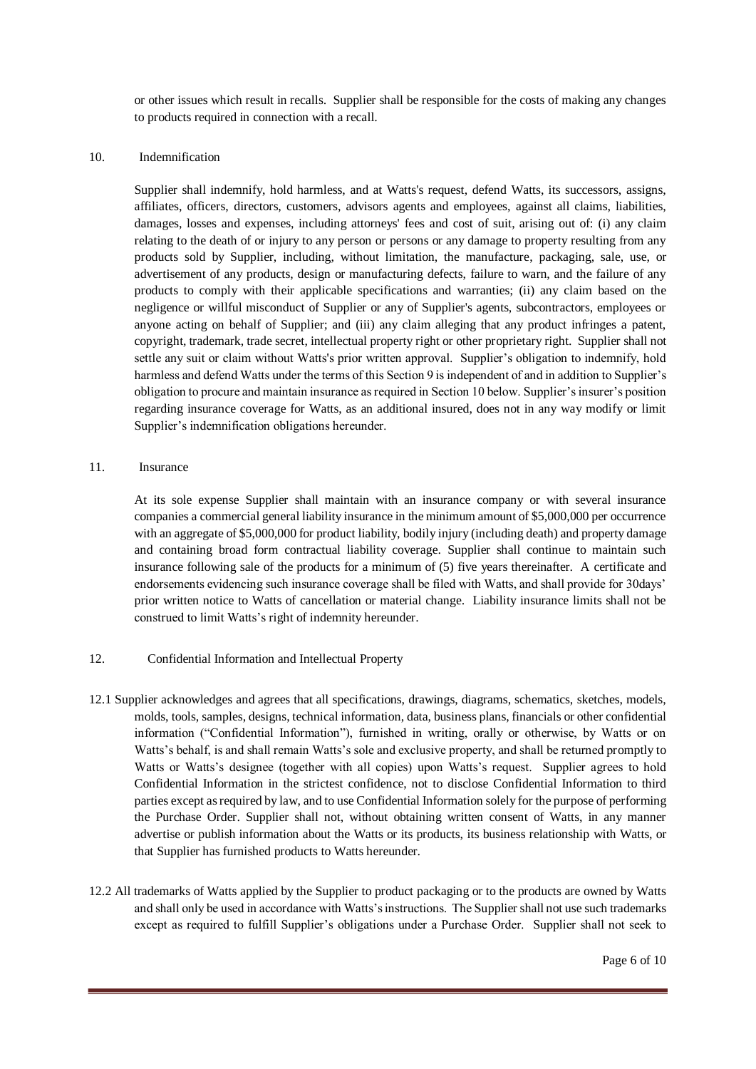or other issues which result in recalls. Supplier shall be responsible for the costs of making any changes to products required in connection with a recall.

## 10. Indemnification

Supplier shall indemnify, hold harmless, and at Watts's request, defend Watts, its successors, assigns, affiliates, officers, directors, customers, advisors agents and employees, against all claims, liabilities, damages, losses and expenses, including attorneys' fees and cost of suit, arising out of: (i) any claim relating to the death of or injury to any person or persons or any damage to property resulting from any products sold by Supplier, including, without limitation, the manufacture, packaging, sale, use, or advertisement of any products, design or manufacturing defects, failure to warn, and the failure of any products to comply with their applicable specifications and warranties; (ii) any claim based on the negligence or willful misconduct of Supplier or any of Supplier's agents, subcontractors, employees or anyone acting on behalf of Supplier; and (iii) any claim alleging that any product infringes a patent, copyright, trademark, trade secret, intellectual property right or other proprietary right. Supplier shall not settle any suit or claim without Watts's prior written approval. Supplier's obligation to indemnify, hold harmless and defend Watts under the terms of this Section 9 is independent of and in addition to Supplier's obligation to procure and maintain insurance as required in Section 10 below. Supplier's insurer's position regarding insurance coverage for Watts, as an additional insured, does not in any way modify or limit Supplier's indemnification obligations hereunder.

## 11. Insurance

At its sole expense Supplier shall maintain with an insurance company or with several insurance companies a commercial general liability insurance in the minimum amount of $5,000,000 per occurrence with an aggregate of $5,000,000 for product liability, bodily injury (including death) and property damage and containing broad form contractual liability coverage. Supplier shall continue to maintain such insurance following sale of the products for a minimum of (5) five years thereinafter. A certificate and endorsements evidencing such insurance coverage shall be filed with Watts, and shall provide for 30days' prior written notice to Watts of cancellation or material change. Liability insurance limits shall not be construed to limit Watts's right of indemnity hereunder.

## 12. Confidential Information and Intellectual Property

12.1 Supplier acknowledges and agrees that all specifications, drawings, diagrams, schematics, sketches, models, molds, tools, samples, designs, technical information, data, business plans, financials or other confidential information ("Confidential Information"), furnished in writing, orally or otherwise, by Watts or on Watts's behalf, is and shall remain Watts's sole and exclusive property, and shall be returned promptly to Watts or Watts's designee (together with all copies) upon Watts's request. Supplier agrees to hold Confidential Information in the strictest confidence, not to disclose Confidential Information to third parties except as required by law, and to use Confidential Information solely for the purpose of performing the Purchase Order. Supplier shall not, without obtaining written consent of Watts, in any manner advertise or publish information about the Watts or its products, its business relationship with Watts, or that Supplier has furnished products to Watts hereunder.

12.2 All trademarks of Watts applied by the Supplier to product packaging or to the products are owned by Watts and shall only be used in accordance with Watts's instructions. The Supplier shall not use such trademarks except as required to fulfill Supplier's obligations under a Purchase Order. Supplier shall not seek to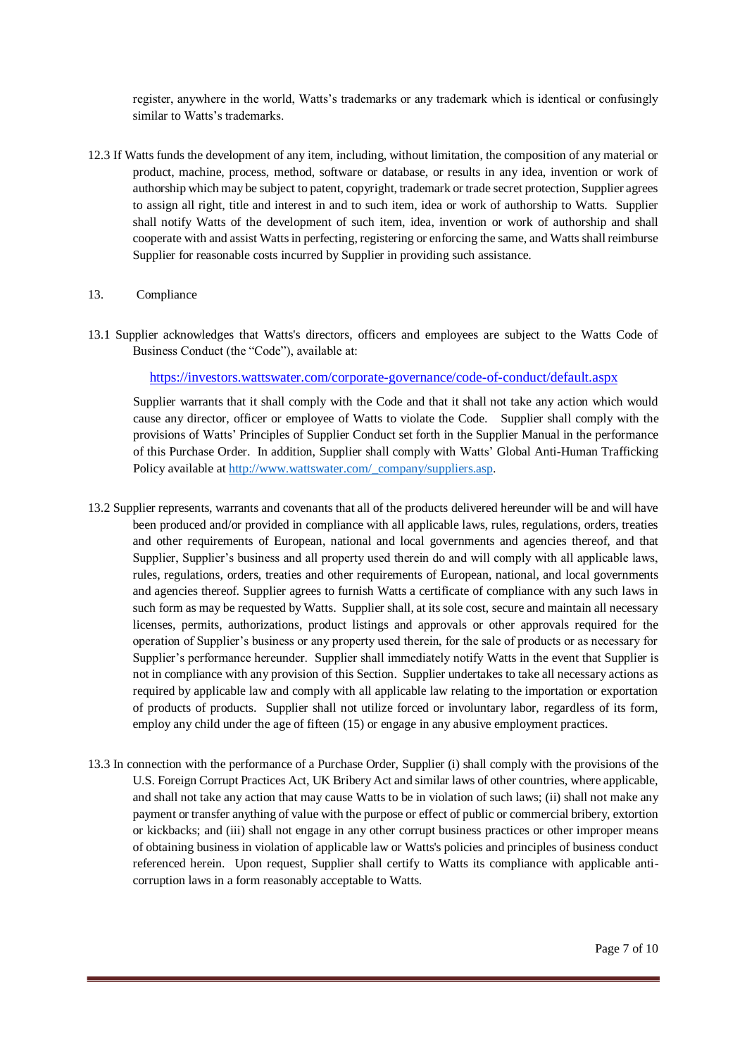register, anywhere in the world, Watts's trademarks or any trademark which is identical or confusingly similar to Watts's trademarks.

12.3 If Watts funds the development of any item, including, without limitation, the composition of any material or product, machine, process, method, software or database, or results in any idea, invention or work of authorship which may be subject to patent, copyright, trademark or trade secret protection, Supplier agrees to assign all right, title and interest in and to such item, idea or work of authorship to Watts. Supplier shall notify Watts of the development of such item, idea, invention or work of authorship and shall cooperate with and assist Watts in perfecting, registering or enforcing the same, and Watts shall reimburse Supplier for reasonable costs incurred by Supplier in providing such assistance.

## 13. Compliance

13.1 Supplier acknowledges that Watts's directors, officers and employees are subject to the Watts Code of Business Conduct (the "Code"), available at:

https://investors.wattswater.com/corporate-governance/code-of-conduct/default.aspx

Supplier warrants that it shall comply with the Code and that it shall not take any action which would cause any director, officer or employee of Watts to violate the Code. Supplier shall comply with the provisions of Watts' Principles of Supplier Conduct set forth in the Supplier Manual in the performance of this Purchase Order. In addition, Supplier shall comply with Watts' Global Anti-Human Trafficking Policy available at http://www.wattswater.com/_company/suppliers.asp.

13.2 Supplier represents, warrants and covenants that all of the products delivered hereunder will be and will have been produced and/or provided in compliance with all applicable laws, rules, regulations, orders, treaties and other requirements of European, national and local governments and agencies thereof, and that Supplier, Supplier's business and all property used therein do and will comply with all applicable laws, rules, regulations, orders, treaties and other requirements of European, national, and local governments and agencies thereof. Supplier agrees to furnish Watts a certificate of compliance with any such laws in such form as may be requested by Watts. Supplier shall, at its sole cost, secure and maintain all necessary licenses, permits, authorizations, product listings and approvals or other approvals required for the operation of Supplier's business or any property used therein, for the sale of products or as necessary for Supplier's performance hereunder. Supplier shall immediately notify Watts in the event that Supplier is not in compliance with any provision of this Section. Supplier undertakes to take all necessary actions as required by applicable law and comply with all applicable law relating to the importation or exportation of products of products. Supplier shall not utilize forced or involuntary labor, regardless of its form, employ any child under the age of fifteen (15) or engage in any abusive employment practices.

13.3 In connection with the performance of a Purchase Order, Supplier (i) shall comply with the provisions of the U.S. Foreign Corrupt Practices Act, UK Bribery Act and similar laws of other countries, where applicable, and shall not take any action that may cause Watts to be in violation of such laws; (ii) shall not make any payment or transfer anything of value with the purpose or effect of public or commercial bribery, extortion or kickbacks; and (iii) shall not engage in any other corrupt business practices or other improper means of obtaining business in violation of applicable law or Watts's policies and principles of business conduct referenced herein. Upon request, Supplier shall certify to Watts its compliance with applicable anti-corruption laws in a form reasonably acceptable to Watts.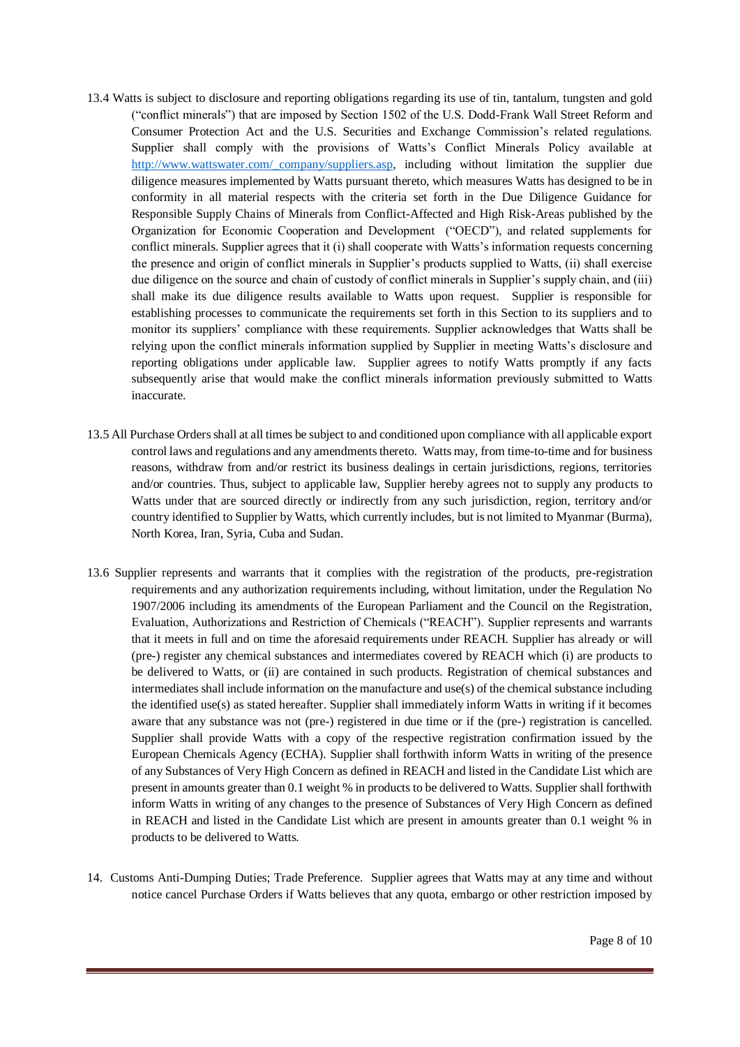13.4 Watts is subject to disclosure and reporting obligations regarding its use of tin, tantalum, tungsten and gold ("conflict minerals") that are imposed by Section 1502 of the U.S. Dodd-Frank Wall Street Reform and Consumer Protection Act and the U.S. Securities and Exchange Commission's related regulations. Supplier shall comply with the provisions of Watts's Conflict Minerals Policy available at http://www.wattswater.com/_company/suppliers.asp, including without limitation the supplier due diligence measures implemented by Watts pursuant thereto, which measures Watts has designed to be in conformity in all material respects with the criteria set forth in the Due Diligence Guidance for Responsible Supply Chains of Minerals from Conflict-Affected and High Risk-Areas published by the Organization for Economic Cooperation and Development ("OECD"), and related supplements for conflict minerals. Supplier agrees that it (i) shall cooperate with Watts's information requests concerning the presence and origin of conflict minerals in Supplier's products supplied to Watts, (ii) shall exercise due diligence on the source and chain of custody of conflict minerals in Supplier's supply chain, and (iii) shall make its due diligence results available to Watts upon request. Supplier is responsible for establishing processes to communicate the requirements set forth in this Section to its suppliers and to monitor its suppliers' compliance with these requirements. Supplier acknowledges that Watts shall be relying upon the conflict minerals information supplied by Supplier in meeting Watts's disclosure and reporting obligations under applicable law. Supplier agrees to notify Watts promptly if any facts subsequently arise that would make the conflict minerals information previously submitted to Watts inaccurate.

13.5 All Purchase Orders shall at all times be subject to and conditioned upon compliance with all applicable export control laws and regulations and any amendments thereto. Watts may, from time-to-time and for business reasons, withdraw from and/or restrict its business dealings in certain jurisdictions, regions, territories and/or countries. Thus, subject to applicable law, Supplier hereby agrees not to supply any products to Watts under that are sourced directly or indirectly from any such jurisdiction, region, territory and/or country identified to Supplier by Watts, which currently includes, but is not limited to Myanmar (Burma), North Korea, Iran, Syria, Cuba and Sudan.

13.6 Supplier represents and warrants that it complies with the registration of the products, pre-registration requirements and any authorization requirements including, without limitation, under the Regulation No 1907/2006 including its amendments of the European Parliament and the Council on the Registration, Evaluation, Authorizations and Restriction of Chemicals ("REACH"). Supplier represents and warrants that it meets in full and on time the aforesaid requirements under REACH. Supplier has already or will (pre-) register any chemical substances and intermediates covered by REACH which (i) are products to be delivered to Watts, or (ii) are contained in such products. Registration of chemical substances and intermediates shall include information on the manufacture and use(s) of the chemical substance including the identified use(s) as stated hereafter. Supplier shall immediately inform Watts in writing if it becomes aware that any substance was not (pre-) registered in due time or if the (pre-) registration is cancelled. Supplier shall provide Watts with a copy of the respective registration confirmation issued by the European Chemicals Agency (ECHA). Supplier shall forthwith inform Watts in writing of the presence of any Substances of Very High Concern as defined in REACH and listed in the Candidate List which are present in amounts greater than 0.1 weight % in products to be delivered to Watts. Supplier shall forthwith inform Watts in writing of any changes to the presence of Substances of Very High Concern as defined in REACH and listed in the Candidate List which are present in amounts greater than 0.1 weight % in products to be delivered to Watts.

14. Customs Anti-Dumping Duties; Trade Preference. Supplier agrees that Watts may at any time and without notice cancel Purchase Orders if Watts believes that any quota, embargo or other restriction imposed by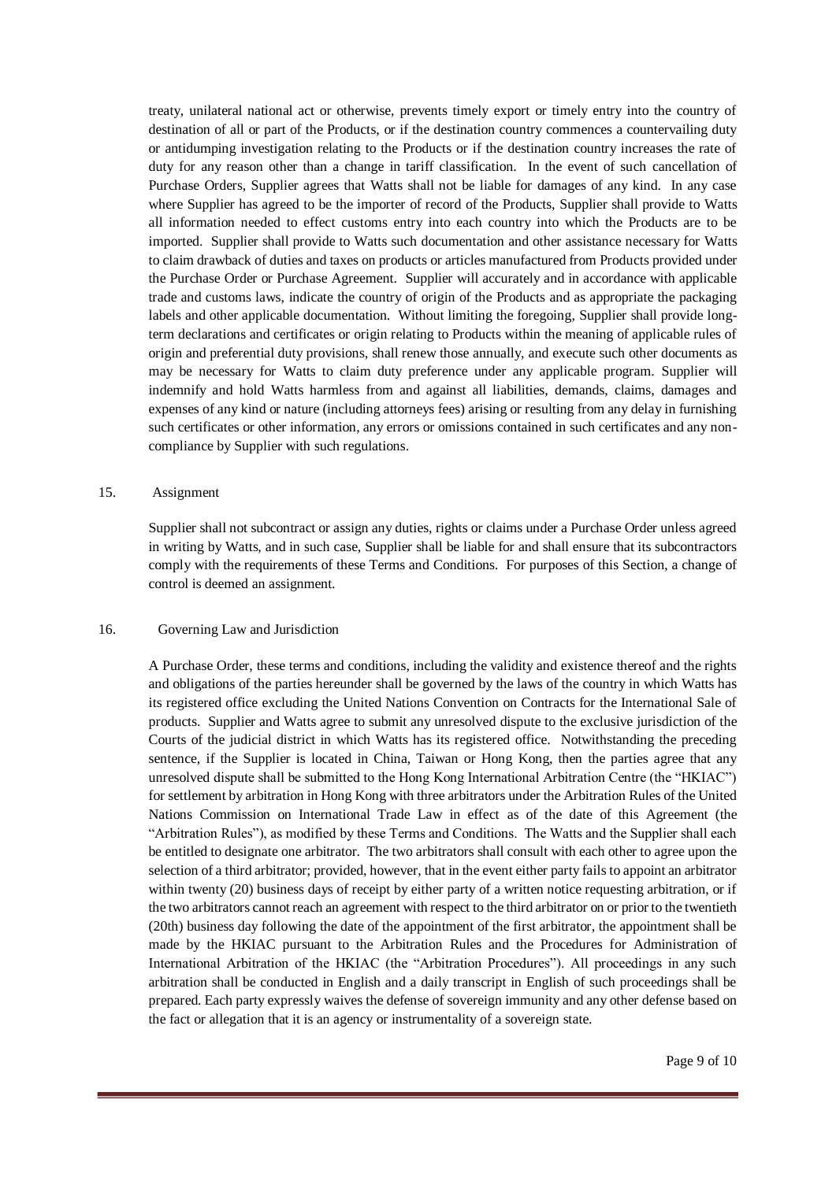treaty, unilateral national act or otherwise, prevents timely export or timely entry into the country of destination of all or part of the Products, or if the destination country commences a countervailing duty or antidumping investigation relating to the Products or if the destination country increases the rate of duty for any reason other than a change in tariff classification. In the event of such cancellation of Purchase Orders, Supplier agrees that Watts shall not be liable for damages of any kind. In any case where Supplier has agreed to be the importer of record of the Products, Supplier shall provide to Watts all information needed to effect customs entry into each country into which the Products are to be imported. Supplier shall provide to Watts such documentation and other assistance necessary for Watts to claim drawback of duties and taxes on products or articles manufactured from Products provided under the Purchase Order or Purchase Agreement. Supplier will accurately and in accordance with applicable trade and customs laws, indicate the country of origin of the Products and as appropriate the packaging labels and other applicable documentation. Without limiting the foregoing, Supplier shall provide long-term declarations and certificates or origin relating to Products within the meaning of applicable rules of origin and preferential duty provisions, shall renew those annually, and execute such other documents as may be necessary for Watts to claim duty preference under any applicable program. Supplier will indemnify and hold Watts harmless from and against all liabilities, demands, claims, damages and expenses of any kind or nature (including attorneys fees) arising or resulting from any delay in furnishing such certificates or other information, any errors or omissions contained in such certificates and any non-compliance by Supplier with such regulations.

## 15. Assignment

Supplier shall not subcontract or assign any duties, rights or claims under a Purchase Order unless agreed in writing by Watts, and in such case, Supplier shall be liable for and shall ensure that its subcontractors comply with the requirements of these Terms and Conditions. For purposes of this Section, a change of control is deemed an assignment.

## 16. Governing Law and Jurisdiction

A Purchase Order, these terms and conditions, including the validity and existence thereof and the rights and obligations of the parties hereunder shall be governed by the laws of the country in which Watts has its registered office excluding the United Nations Convention on Contracts for the International Sale of products. Supplier and Watts agree to submit any unresolved dispute to the exclusive jurisdiction of the Courts of the judicial district in which Watts has its registered office. Notwithstanding the preceding sentence, if the Supplier is located in China, Taiwan or Hong Kong, then the parties agree that any unresolved dispute shall be submitted to the Hong Kong International Arbitration Centre (the "HKIAC") for settlement by arbitration in Hong Kong with three arbitrators under the Arbitration Rules of the United Nations Commission on International Trade Law in effect as of the date of this Agreement (the "Arbitration Rules"), as modified by these Terms and Conditions. The Watts and the Supplier shall each be entitled to designate one arbitrator. The two arbitrators shall consult with each other to agree upon the selection of a third arbitrator; provided, however, that in the event either party fails to appoint an arbitrator within twenty (20) business days of receipt by either party of a written notice requesting arbitration, or if the two arbitrators cannot reach an agreement with respect to the third arbitrator on or prior to the twentieth (20th) business day following the date of the appointment of the first arbitrator, the appointment shall be made by the HKIAC pursuant to the Arbitration Rules and the Procedures for Administration of International Arbitration of the HKIAC (the "Arbitration Procedures"). All proceedings in any such arbitration shall be conducted in English and a daily transcript in English of such proceedings shall be prepared. Each party expressly waives the defense of sovereign immunity and any other defense based on the fact or allegation that it is an agency or instrumentality of a sovereign state.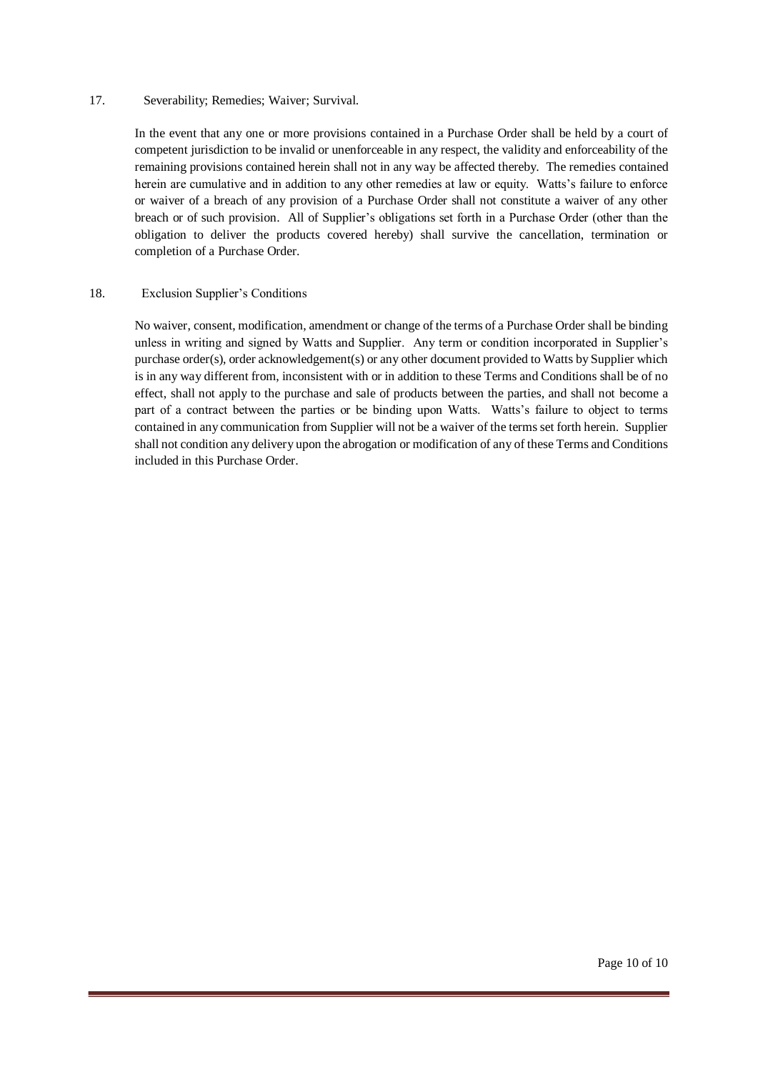17. Severability; Remedies; Waiver; Survival.

In the event that any one or more provisions contained in a Purchase Order shall be held by a court of competent jurisdiction to be invalid or unenforceable in any respect, the validity and enforceability of the remaining provisions contained herein shall not in any way be affected thereby. The remedies contained herein are cumulative and in addition to any other remedies at law or equity. Watts's failure to enforce or waiver of a breach of any provision of a Purchase Order shall not constitute a waiver of any other breach or of such provision. All of Supplier's obligations set forth in a Purchase Order (other than the obligation to deliver the products covered hereby) shall survive the cancellation, termination or completion of a Purchase Order.

18. Exclusion Supplier's Conditions

No waiver, consent, modification, amendment or change of the terms of a Purchase Order shall be binding unless in writing and signed by Watts and Supplier. Any term or condition incorporated in Supplier's purchase order(s), order acknowledgement(s) or any other document provided to Watts by Supplier which is in any way different from, inconsistent with or in addition to these Terms and Conditions shall be of no effect, shall not apply to the purchase and sale of products between the parties, and shall not become a part of a contract between the parties or be binding upon Watts. Watts's failure to object to terms contained in any communication from Supplier will not be a waiver of the terms set forth herein. Supplier shall not condition any delivery upon the abrogation or modification of any of these Terms and Conditions included in this Purchase Order.